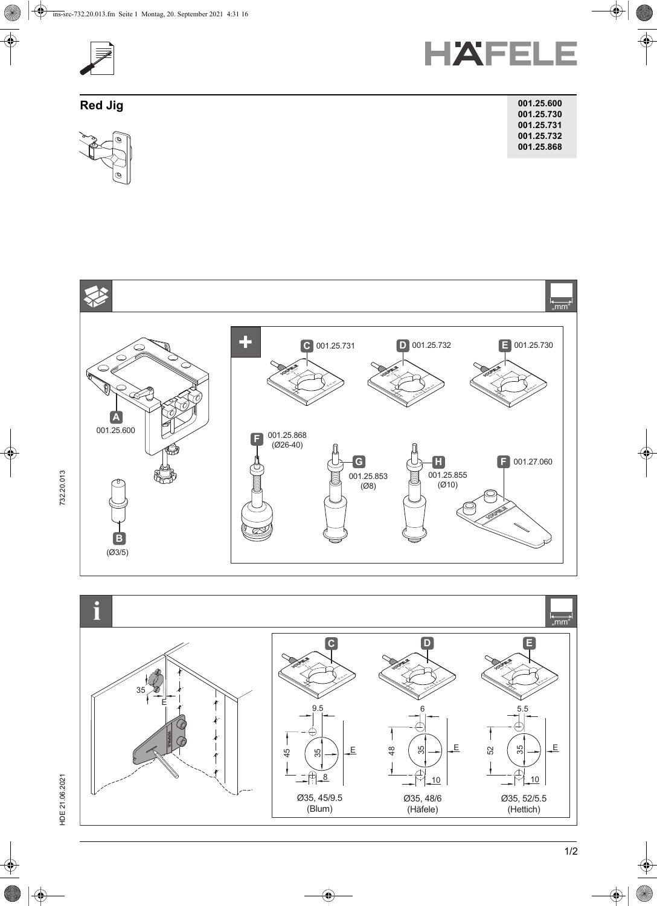# HÄFELE

## Red Jig

**001.25.600**
**001.25.730**
**001.25.731**
**001.25.732**
**001.25.868**

„mm"

A 001.25.600

B (Ø3/5)

C 001.25.731

D 001.25.732

E 001.25.730

F 001.25.868 (Ø26-40)

G 001.25.853 (Ø8)

H 001.25.855 (Ø10)

F 001.27.060

„mm"

35

E

C: 9.5, 45, 35, E, 8 — Ø35, 45/9.5 (Blum)

D: 6, 48, 35, E, 10 — Ø35, 48/6 (Häfele)

E: 5.5, 52, 35, E, 10 — Ø35, 52/5.5 (Hettich)

732.20.013

HDE 21.06.2021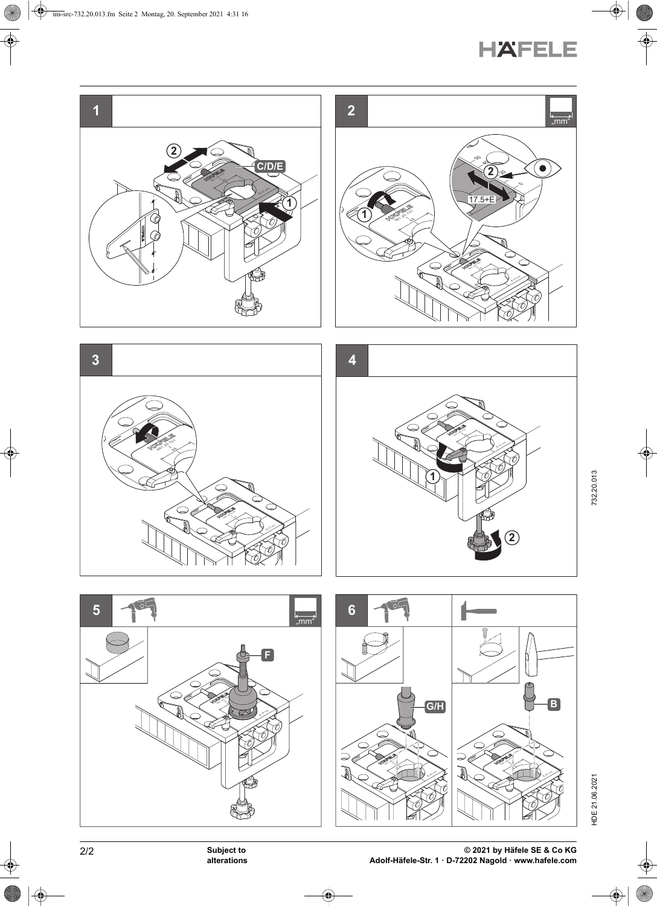1

C/D/E

2

„mm"

17.5+E

3

4

5

„mm"

F

6

G/H

B

732.20.013

HDE 21.06.2021

Subject to alterations

© 2021 by Häfele SE & Co KG
Adolf-Häfele-Str. 1 · D-72202 Nagold · www.hafele.com